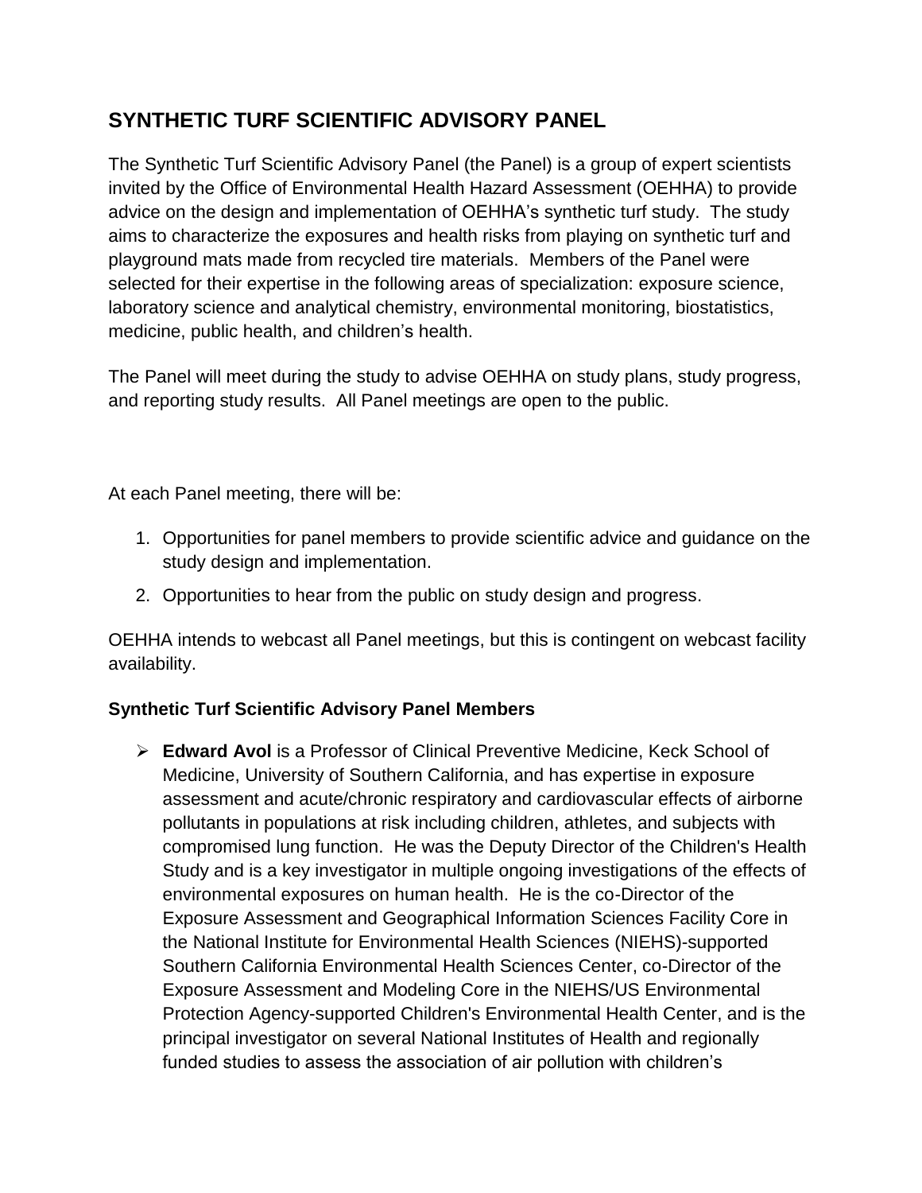# SYNTHETIC TURF SCIENTIFIC ADVISORY PANEL

The Synthetic Turf Scientific Advisory Panel (the Panel) is a group of expert scientists invited by the Office of Environmental Health Hazard Assessment (OEHHA) to provide advice on the design and implementation of OEHHA's synthetic turf study. The study aims to characterize the exposures and health risks from playing on synthetic turf and playground mats made from recycled tire materials. Members of the Panel were selected for their expertise in the following areas of specialization: exposure science, laboratory science and analytical chemistry, environmental monitoring, biostatistics, medicine, public health, and children's health.

The Panel will meet during the study to advise OEHHA on study plans, study progress, and reporting study results. All Panel meetings are open to the public.

At each Panel meeting, there will be:

1. Opportunities for panel members to provide scientific advice and guidance on the study design and implementation.
2. Opportunities to hear from the public on study design and progress.

OEHHA intends to webcast all Panel meetings, but this is contingent on webcast facility availability.

### Synthetic Turf Scientific Advisory Panel Members

- **Edward Avol** is a Professor of Clinical Preventive Medicine, Keck School of Medicine, University of Southern California, and has expertise in exposure assessment and acute/chronic respiratory and cardiovascular effects of airborne pollutants in populations at risk including children, athletes, and subjects with compromised lung function. He was the Deputy Director of the Children's Health Study and is a key investigator in multiple ongoing investigations of the effects of environmental exposures on human health. He is the co-Director of the Exposure Assessment and Geographical Information Sciences Facility Core in the National Institute for Environmental Health Sciences (NIEHS)-supported Southern California Environmental Health Sciences Center, co-Director of the Exposure Assessment and Modeling Core in the NIEHS/US Environmental Protection Agency-supported Children's Environmental Health Center, and is the principal investigator on several National Institutes of Health and regionally funded studies to assess the association of air pollution with children's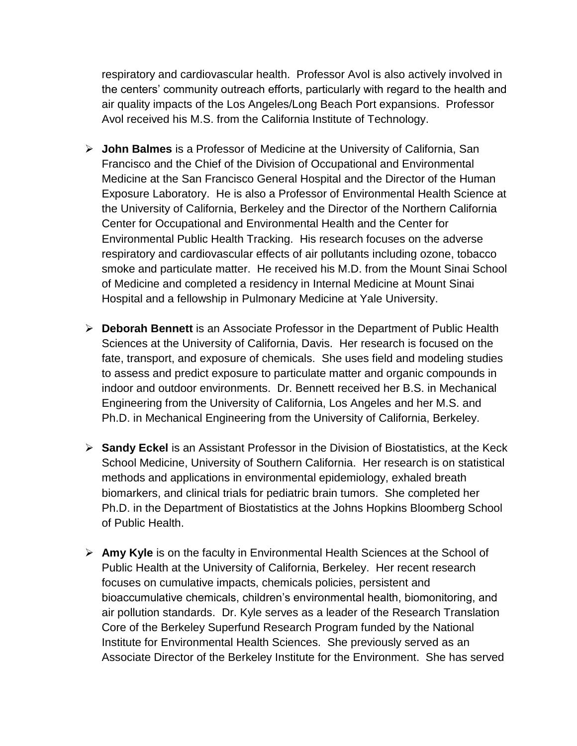respiratory and cardiovascular health. Professor Avol is also actively involved in the centers' community outreach efforts, particularly with regard to the health and air quality impacts of the Los Angeles/Long Beach Port expansions. Professor Avol received his M.S. from the California Institute of Technology.

- **John Balmes** is a Professor of Medicine at the University of California, San Francisco and the Chief of the Division of Occupational and Environmental Medicine at the San Francisco General Hospital and the Director of the Human Exposure Laboratory. He is also a Professor of Environmental Health Science at the University of California, Berkeley and the Director of the Northern California Center for Occupational and Environmental Health and the Center for Environmental Public Health Tracking. His research focuses on the adverse respiratory and cardiovascular effects of air pollutants including ozone, tobacco smoke and particulate matter. He received his M.D. from the Mount Sinai School of Medicine and completed a residency in Internal Medicine at Mount Sinai Hospital and a fellowship in Pulmonary Medicine at Yale University.

- **Deborah Bennett** is an Associate Professor in the Department of Public Health Sciences at the University of California, Davis. Her research is focused on the fate, transport, and exposure of chemicals. She uses field and modeling studies to assess and predict exposure to particulate matter and organic compounds in indoor and outdoor environments. Dr. Bennett received her B.S. in Mechanical Engineering from the University of California, Los Angeles and her M.S. and Ph.D. in Mechanical Engineering from the University of California, Berkeley.

- **Sandy Eckel** is an Assistant Professor in the Division of Biostatistics, at the Keck School Medicine, University of Southern California. Her research is on statistical methods and applications in environmental epidemiology, exhaled breath biomarkers, and clinical trials for pediatric brain tumors. She completed her Ph.D. in the Department of Biostatistics at the Johns Hopkins Bloomberg School of Public Health.

- **Amy Kyle** is on the faculty in Environmental Health Sciences at the School of Public Health at the University of California, Berkeley. Her recent research focuses on cumulative impacts, chemicals policies, persistent and bioaccumulative chemicals, children's environmental health, biomonitoring, and air pollution standards. Dr. Kyle serves as a leader of the Research Translation Core of the Berkeley Superfund Research Program funded by the National Institute for Environmental Health Sciences. She previously served as an Associate Director of the Berkeley Institute for the Environment. She has served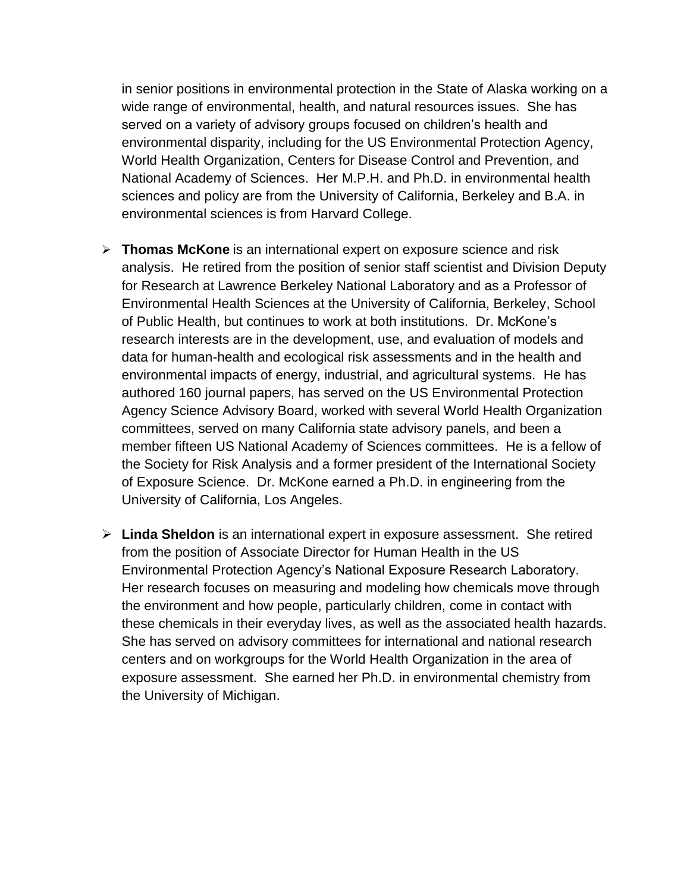in senior positions in environmental protection in the State of Alaska working on a wide range of environmental, health, and natural resources issues. She has served on a variety of advisory groups focused on children's health and environmental disparity, including for the US Environmental Protection Agency, World Health Organization, Centers for Disease Control and Prevention, and National Academy of Sciences. Her M.P.H. and Ph.D. in environmental health sciences and policy are from the University of California, Berkeley and B.A. in environmental sciences is from Harvard College.

- **Thomas McKone** is an international expert on exposure science and risk analysis. He retired from the position of senior staff scientist and Division Deputy for Research at Lawrence Berkeley National Laboratory and as a Professor of Environmental Health Sciences at the University of California, Berkeley, School of Public Health, but continues to work at both institutions. Dr. McKone's research interests are in the development, use, and evaluation of models and data for human-health and ecological risk assessments and in the health and environmental impacts of energy, industrial, and agricultural systems. He has authored 160 journal papers, has served on the US Environmental Protection Agency Science Advisory Board, worked with several World Health Organization committees, served on many California state advisory panels, and been a member fifteen US National Academy of Sciences committees. He is a fellow of the Society for Risk Analysis and a former president of the International Society of Exposure Science. Dr. McKone earned a Ph.D. in engineering from the University of California, Los Angeles.

- **Linda Sheldon** is an international expert in exposure assessment. She retired from the position of Associate Director for Human Health in the US Environmental Protection Agency's National Exposure Research Laboratory. Her research focuses on measuring and modeling how chemicals move through the environment and how people, particularly children, come in contact with these chemicals in their everyday lives, as well as the associated health hazards. She has served on advisory committees for international and national research centers and on workgroups for the World Health Organization in the area of exposure assessment. She earned her Ph.D. in environmental chemistry from the University of Michigan.